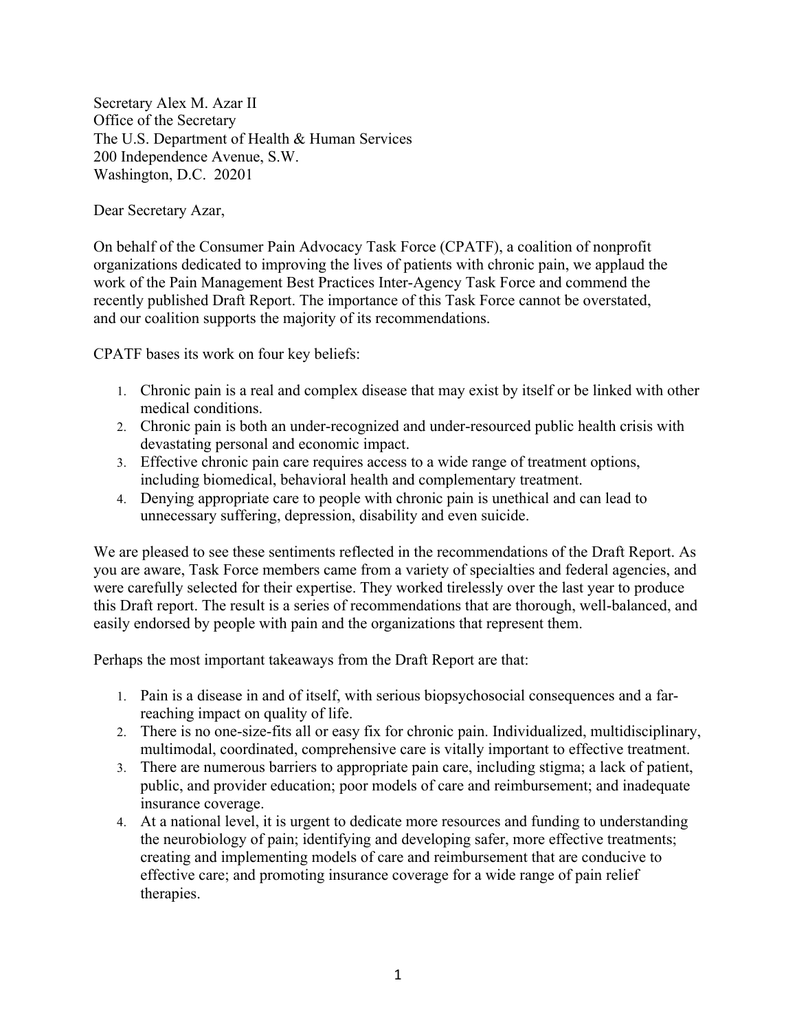Secretary Alex M. Azar II
Office of the Secretary
The U.S. Department of Health & Human Services
200 Independence Avenue, S.W.
Washington, D.C. 20201

Dear Secretary Azar,

On behalf of the Consumer Pain Advocacy Task Force (CPATF), a coalition of nonprofit organizations dedicated to improving the lives of patients with chronic pain, we applaud the work of the Pain Management Best Practices Inter-Agency Task Force and commend the recently published Draft Report. The importance of this Task Force cannot be overstated, and our coalition supports the majority of its recommendations.

CPATF bases its work on four key beliefs:

1. Chronic pain is a real and complex disease that may exist by itself or be linked with other medical conditions.
2. Chronic pain is both an under-recognized and under-resourced public health crisis with devastating personal and economic impact.
3. Effective chronic pain care requires access to a wide range of treatment options, including biomedical, behavioral health and complementary treatment.
4. Denying appropriate care to people with chronic pain is unethical and can lead to unnecessary suffering, depression, disability and even suicide.

We are pleased to see these sentiments reflected in the recommendations of the Draft Report. As you are aware, Task Force members came from a variety of specialties and federal agencies, and were carefully selected for their expertise. They worked tirelessly over the last year to produce this Draft report. The result is a series of recommendations that are thorough, well-balanced, and easily endorsed by people with pain and the organizations that represent them.

Perhaps the most important takeaways from the Draft Report are that:

1. Pain is a disease in and of itself, with serious biopsychosocial consequences and a far-reaching impact on quality of life.
2. There is no one-size-fits all or easy fix for chronic pain. Individualized, multidisciplinary, multimodal, coordinated, comprehensive care is vitally important to effective treatment.
3. There are numerous barriers to appropriate pain care, including stigma; a lack of patient, public, and provider education; poor models of care and reimbursement; and inadequate insurance coverage.
4. At a national level, it is urgent to dedicate more resources and funding to understanding the neurobiology of pain; identifying and developing safer, more effective treatments; creating and implementing models of care and reimbursement that are conducive to effective care; and promoting insurance coverage for a wide range of pain relief therapies.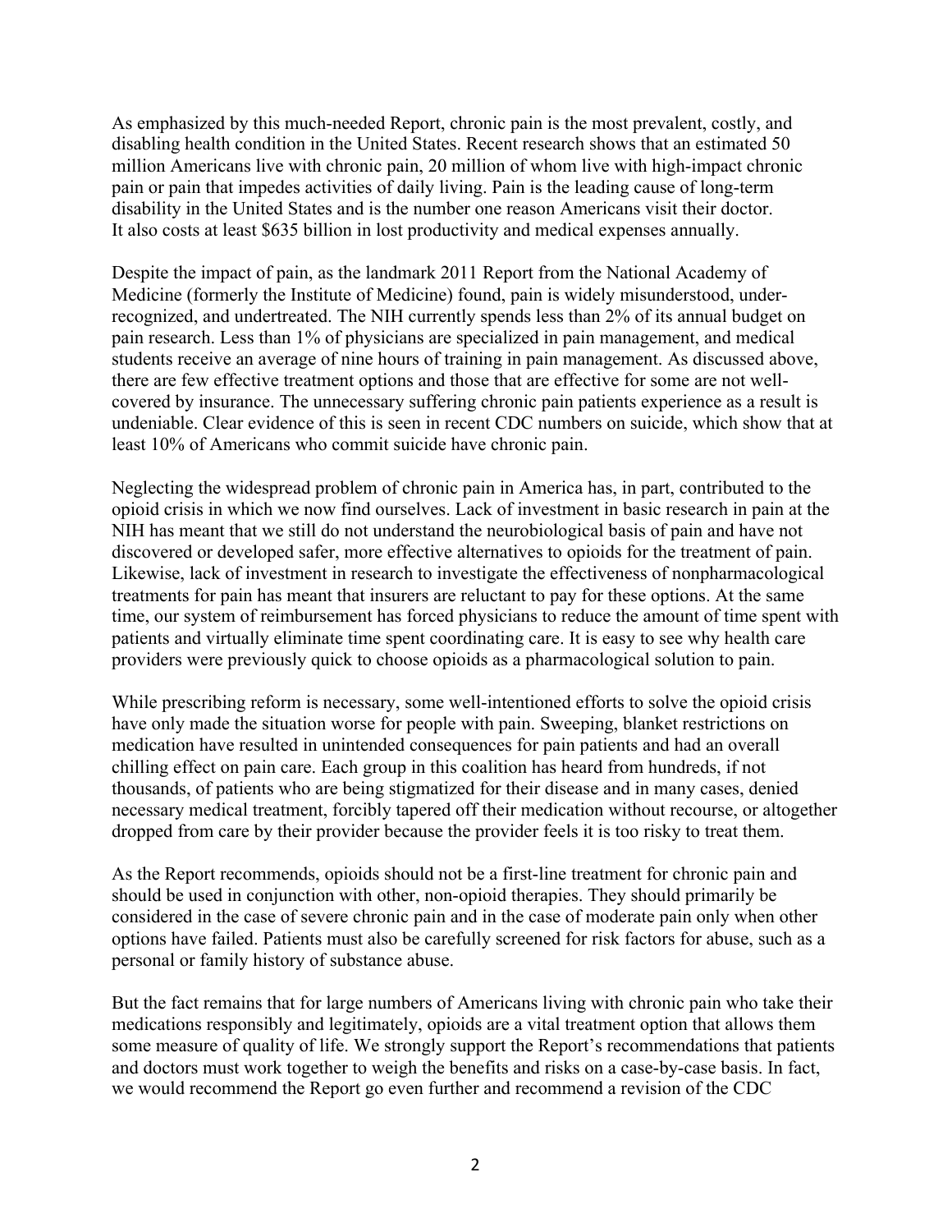As emphasized by this much-needed Report, chronic pain is the most prevalent, costly, and disabling health condition in the United States. Recent research shows that an estimated 50 million Americans live with chronic pain, 20 million of whom live with high-impact chronic pain or pain that impedes activities of daily living. Pain is the leading cause of long-term disability in the United States and is the number one reason Americans visit their doctor. It also costs at least $635 billion in lost productivity and medical expenses annually.

Despite the impact of pain, as the landmark 2011 Report from the National Academy of Medicine (formerly the Institute of Medicine) found, pain is widely misunderstood, under-recognized, and undertreated. The NIH currently spends less than 2% of its annual budget on pain research. Less than 1% of physicians are specialized in pain management, and medical students receive an average of nine hours of training in pain management. As discussed above, there are few effective treatment options and those that are effective for some are not well-covered by insurance. The unnecessary suffering chronic pain patients experience as a result is undeniable. Clear evidence of this is seen in recent CDC numbers on suicide, which show that at least 10% of Americans who commit suicide have chronic pain.

Neglecting the widespread problem of chronic pain in America has, in part, contributed to the opioid crisis in which we now find ourselves. Lack of investment in basic research in pain at the NIH has meant that we still do not understand the neurobiological basis of pain and have not discovered or developed safer, more effective alternatives to opioids for the treatment of pain. Likewise, lack of investment in research to investigate the effectiveness of nonpharmacological treatments for pain has meant that insurers are reluctant to pay for these options. At the same time, our system of reimbursement has forced physicians to reduce the amount of time spent with patients and virtually eliminate time spent coordinating care. It is easy to see why health care providers were previously quick to choose opioids as a pharmacological solution to pain.

While prescribing reform is necessary, some well-intentioned efforts to solve the opioid crisis have only made the situation worse for people with pain. Sweeping, blanket restrictions on medication have resulted in unintended consequences for pain patients and had an overall chilling effect on pain care. Each group in this coalition has heard from hundreds, if not thousands, of patients who are being stigmatized for their disease and in many cases, denied necessary medical treatment, forcibly tapered off their medication without recourse, or altogether dropped from care by their provider because the provider feels it is too risky to treat them.

As the Report recommends, opioids should not be a first-line treatment for chronic pain and should be used in conjunction with other, non-opioid therapies. They should primarily be considered in the case of severe chronic pain and in the case of moderate pain only when other options have failed. Patients must also be carefully screened for risk factors for abuse, such as a personal or family history of substance abuse.

But the fact remains that for large numbers of Americans living with chronic pain who take their medications responsibly and legitimately, opioids are a vital treatment option that allows them some measure of quality of life. We strongly support the Report's recommendations that patients and doctors must work together to weigh the benefits and risks on a case-by-case basis. In fact, we would recommend the Report go even further and recommend a revision of the CDC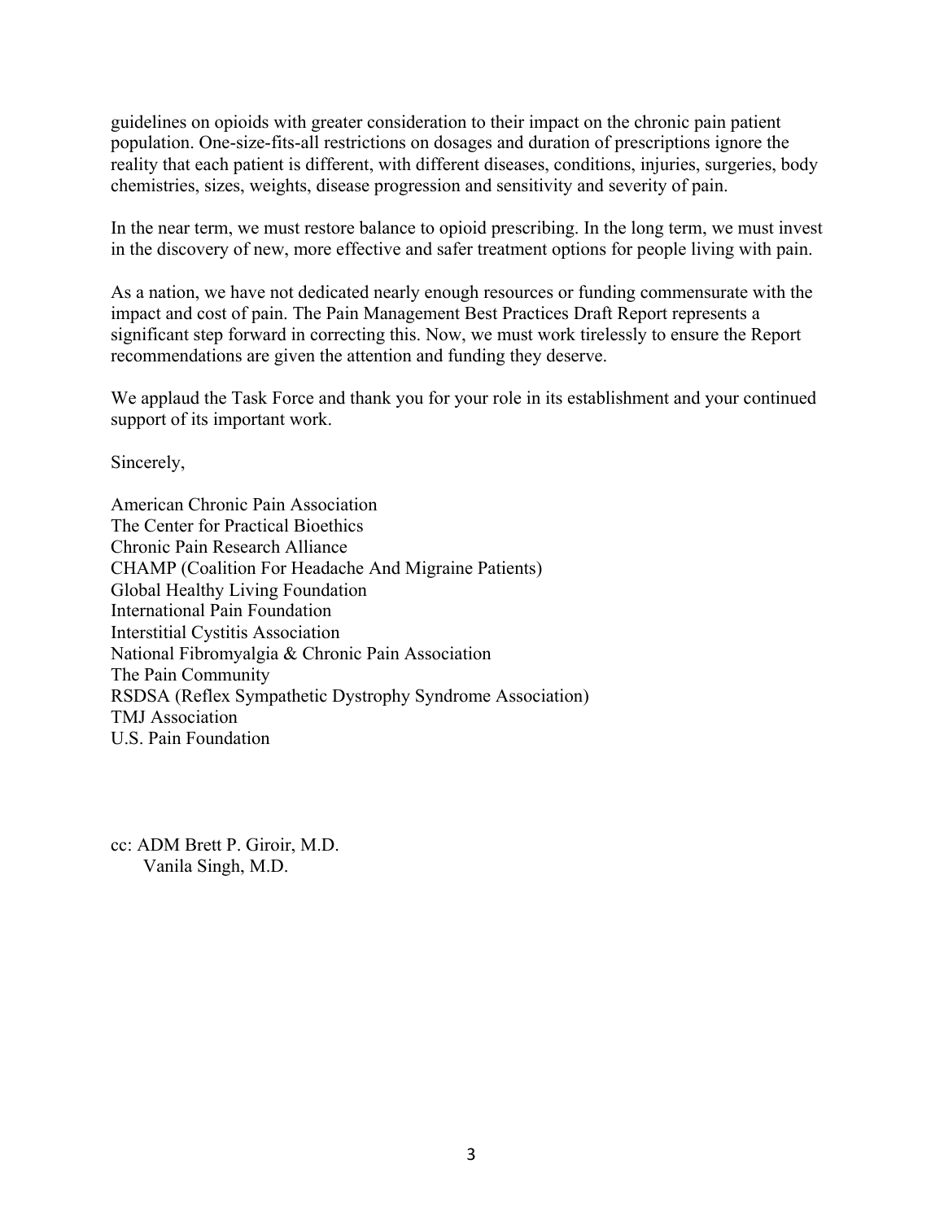guidelines on opioids with greater consideration to their impact on the chronic pain patient population. One-size-fits-all restrictions on dosages and duration of prescriptions ignore the reality that each patient is different, with different diseases, conditions, injuries, surgeries, body chemistries, sizes, weights, disease progression and sensitivity and severity of pain.

In the near term, we must restore balance to opioid prescribing. In the long term, we must invest in the discovery of new, more effective and safer treatment options for people living with pain.

As a nation, we have not dedicated nearly enough resources or funding commensurate with the impact and cost of pain. The Pain Management Best Practices Draft Report represents a significant step forward in correcting this. Now, we must work tirelessly to ensure the Report recommendations are given the attention and funding they deserve.

We applaud the Task Force and thank you for your role in its establishment and your continued support of its important work.

Sincerely,

American Chronic Pain Association
The Center for Practical Bioethics
Chronic Pain Research Alliance
CHAMP (Coalition For Headache And Migraine Patients)
Global Healthy Living Foundation
International Pain Foundation
Interstitial Cystitis Association
National Fibromyalgia & Chronic Pain Association
The Pain Community
RSDSA (Reflex Sympathetic Dystrophy Syndrome Association)
TMJ Association
U.S. Pain Foundation

cc: ADM Brett P. Giroir, M.D.
Vanila Singh, M.D.